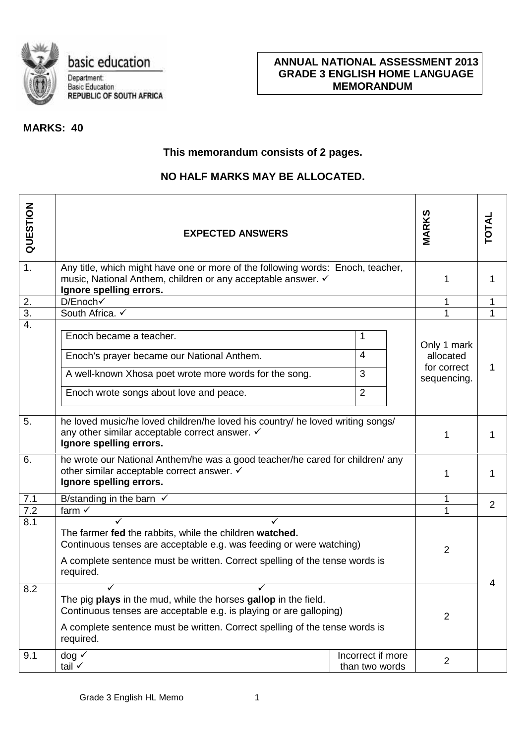basic education

Department:
Basic Education
REPUBLIC OF SOUTH AFRICA

**ANNUAL NATIONAL ASSESSMENT 2013**
**GRADE 3 ENGLISH HOME LANGUAGE**
**MEMORANDUM**

**MARKS: 40**

**This memorandum consists of 2 pages.**

**NO HALF MARKS MAY BE ALLOCATED.**

| QUESTION | EXPECTED ANSWERS | | MARKS | TOTAL |
|---|---|---|---|---|
| 1. | Any title, which might have one or more of the following words: Enoch, teacher, music, National Anthem, children or any acceptable answer. ✓ **Ignore spelling errors.** | | 1 | 1 |
| 2. | D/Enoch✓ | | 1 | 1 |
| 3. | South Africa. ✓ | | 1 | 1 |
| 4. | Enoch became a teacher. — 1<br>Enoch's prayer became our National Anthem. — 4<br>A well-known Xhosa poet wrote more words for the song. — 3<br>Enoch wrote songs about love and peace. — 2 | | Only 1 mark allocated for correct sequencing. | 1 |
| 5. | he loved music/he loved children/he loved his country/ he loved writing songs/ any other similar acceptable correct answer. ✓ **Ignore spelling errors.** | | 1 | 1 |
| 6. | he wrote our National Anthem/he was a good teacher/he cared for children/ any other similar acceptable correct answer. ✓ **Ignore spelling errors.** | | 1 | 1 |
| 7.1 | B/standing in the barn ✓ | | 1 | 2 |
| 7.2 | farm ✓ | | 1 | |
| 8.1 | The farmer **fed** ✓ the rabbits, while the children **watched.** ✓<br>Continuous tenses are acceptable e.g. was feeding or were watching)<br>A complete sentence must be written. Correct spelling of the tense words is required. | | 2 | 4 |
| 8.2 | The pig **plays** ✓ in the mud, while the horses **gallop** ✓ in the field.<br>Continuous tenses are acceptable e.g. is playing or are galloping)<br>A complete sentence must be written. Correct spelling of the tense words is required. | | 2 | |
| 9.1 | dog ✓<br>tail ✓ | Incorrect if more than two words | 2 | |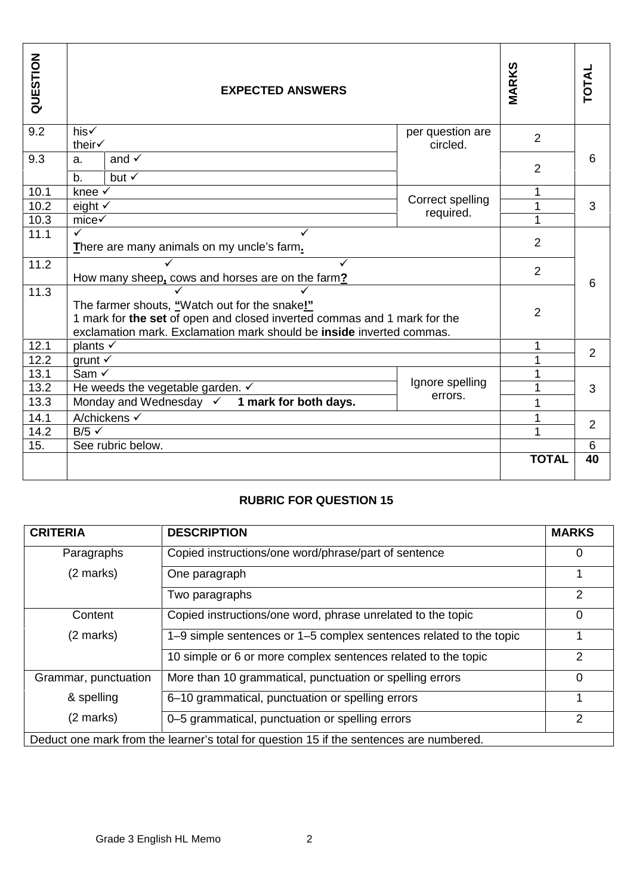| QUESTION | EXPECTED ANSWERS | | | MARKS | TOTAL |
|---|---|---|---|---|---|
| 9.2 | his✓ their✓ | | per question are circled. | 2 | 6 |
| 9.3 | a. | and ✓ | | 2 | |
| | b. | but ✓ | | | |
| 10.1 | knee ✓ | | Correct spelling required. | 1 | 3 |
| 10.2 | eight ✓ | | | 1 | |
| 10.3 | mice✓ | | | 1 | |
| 11.1 | ✓ **T**here are many animals on my uncle's farm**.** ✓ | | | 2 | 6 |
| 11.2 | How many sheep**,** ✓ cows and horses are on the farm**?** ✓ | | | 2 | |
| 11.3 | The farmer shouts, **"**✓Watch out for the snake**!"**✓ 1 mark for **the set** of open and closed inverted commas and 1 mark for the exclamation mark. Exclamation mark should be **inside** inverted commas. | | | 2 | |
| 12.1 | plants ✓ | | | 1 | 2 |
| 12.2 | grunt ✓ | | | 1 | |
| 13.1 | Sam ✓ | | Ignore spelling errors. | 1 | 3 |
| 13.2 | He weeds the vegetable garden. ✓ | | | 1 | |
| 13.3 | Monday and Wednesday ✓ **1 mark for both days.** | | | 1 | |
| 14.1 | A/chickens ✓ | | | 1 | 2 |
| 14.2 | B/5 ✓ | | | 1 | |
| 15. | See rubric below. | | | | 6 |
| | | | | **TOTAL** | **40** |

## RUBRIC FOR QUESTION 15

| CRITERIA | DESCRIPTION | MARKS |
|---|---|---|
| Paragraphs (2 marks) | Copied instructions/one word/phrase/part of sentence | 0 |
| | One paragraph | 1 |
| | Two paragraphs | 2 |
| Content (2 marks) | Copied instructions/one word, phrase unrelated to the topic | 0 |
| | 1–9 simple sentences or 1–5 complex sentences related to the topic | 1 |
| | 10 simple or 6 or more complex sentences related to the topic | 2 |
| Grammar, punctuation & spelling (2 marks) | More than 10 grammatical, punctuation or spelling errors | 0 |
| | 6–10 grammatical, punctuation or spelling errors | 1 |
| | 0–5 grammatical, punctuation or spelling errors | 2 |
| Deduct one mark from the learner's total for question 15 if the sentences are numbered. | | |